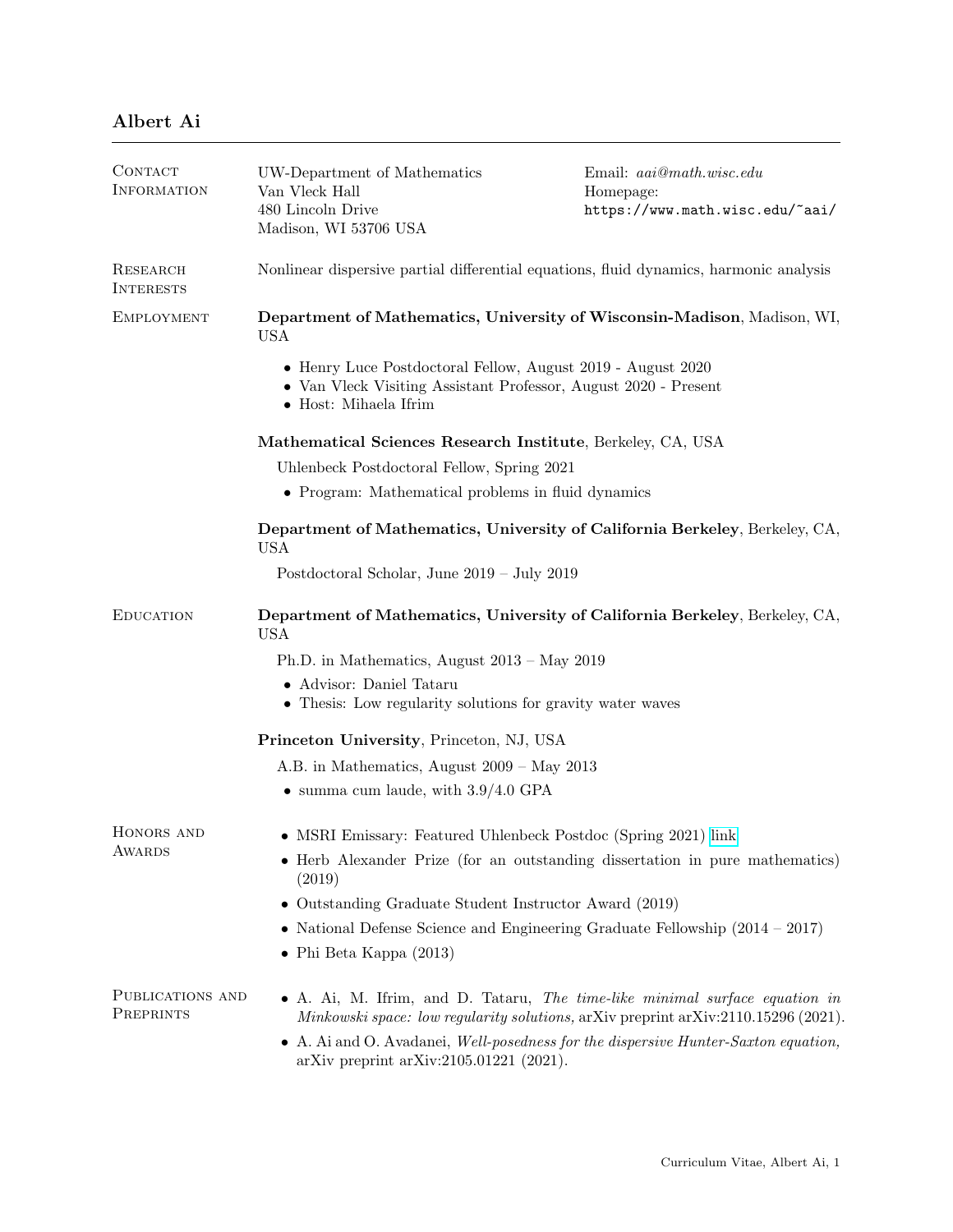# Albert Ai

## Contact Information

UW-Department of Mathematics
Van Vleck Hall
480 Lincoln Drive
Madison, WI 53706 USA

Email: *aai@math.wisc.edu*
Homepage: `https://www.math.wisc.edu/~aai/`

## Research Interests

Nonlinear dispersive partial differential equations, fluid dynamics, harmonic analysis

## Employment

**Department of Mathematics, University of Wisconsin-Madison**, Madison, WI, USA

- Henry Luce Postdoctoral Fellow, August 2019 - August 2020
- Van Vleck Visiting Assistant Professor, August 2020 - Present
- Host: Mihaela Ifrim

**Mathematical Sciences Research Institute**, Berkeley, CA, USA

Uhlenbeck Postdoctoral Fellow, Spring 2021

- Program: Mathematical problems in fluid dynamics

**Department of Mathematics, University of California Berkeley**, Berkeley, CA, USA

Postdoctoral Scholar, June 2019 – July 2019

## Education

**Department of Mathematics, University of California Berkeley**, Berkeley, CA, USA

Ph.D. in Mathematics, August 2013 – May 2019

- Advisor: Daniel Tataru
- Thesis: Low regularity solutions for gravity water waves

**Princeton University**, Princeton, NJ, USA

A.B. in Mathematics, August 2009 – May 2013

- summa cum laude, with 3.9/4.0 GPA

## Honors and Awards

- MSRI Emissary: Featured Uhlenbeck Postdoc (Spring 2021) link
- Herb Alexander Prize (for an outstanding dissertation in pure mathematics) (2019)
- Outstanding Graduate Student Instructor Award (2019)
- National Defense Science and Engineering Graduate Fellowship (2014 – 2017)
- Phi Beta Kappa (2013)

## Publications and Preprints

- A. Ai, M. Ifrim, and D. Tataru, *The time-like minimal surface equation in Minkowski space: low regularity solutions,* arXiv preprint arXiv:2110.15296 (2021).
- A. Ai and O. Avadanei, *Well-posedness for the dispersive Hunter-Saxton equation,* arXiv preprint arXiv:2105.01221 (2021).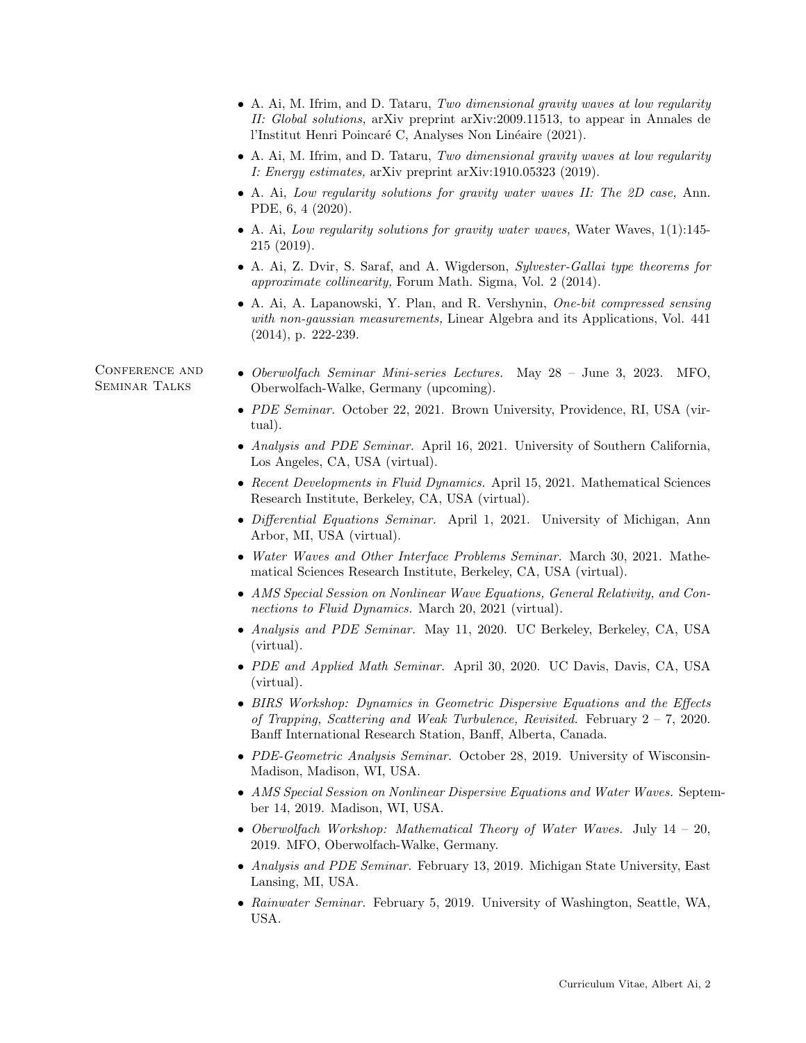- A. Ai, M. Ifrim, and D. Tataru, *Two dimensional gravity waves at low regularity II: Global solutions,* arXiv preprint arXiv:2009.11513, to appear in Annales de l'Institut Henri Poincaré C, Analyses Non Linéaire (2021).
- A. Ai, M. Ifrim, and D. Tataru, *Two dimensional gravity waves at low regularity I: Energy estimates,* arXiv preprint arXiv:1910.05323 (2019).
- A. Ai, *Low regularity solutions for gravity water waves II: The 2D case,* Ann. PDE, 6, 4 (2020).
- A. Ai, *Low regularity solutions for gravity water waves,* Water Waves, 1(1):145-215 (2019).
- A. Ai, Z. Dvir, S. Saraf, and A. Wigderson, *Sylvester-Gallai type theorems for approximate collinearity,* Forum Math. Sigma, Vol. 2 (2014).
- A. Ai, A. Lapanowski, Y. Plan, and R. Vershynin, *One-bit compressed sensing with non-gaussian measurements,* Linear Algebra and its Applications, Vol. 441 (2014), p. 222-239.

## Conference and Seminar Talks

- *Oberwolfach Seminar Mini-series Lectures.* May 28 – June 3, 2023. MFO, Oberwolfach-Walke, Germany (upcoming).
- *PDE Seminar.* October 22, 2021. Brown University, Providence, RI, USA (virtual).
- *Analysis and PDE Seminar.* April 16, 2021. University of Southern California, Los Angeles, CA, USA (virtual).
- *Recent Developments in Fluid Dynamics.* April 15, 2021. Mathematical Sciences Research Institute, Berkeley, CA, USA (virtual).
- *Differential Equations Seminar.* April 1, 2021. University of Michigan, Ann Arbor, MI, USA (virtual).
- *Water Waves and Other Interface Problems Seminar.* March 30, 2021. Mathematical Sciences Research Institute, Berkeley, CA, USA (virtual).
- *AMS Special Session on Nonlinear Wave Equations, General Relativity, and Connections to Fluid Dynamics.* March 20, 2021 (virtual).
- *Analysis and PDE Seminar.* May 11, 2020. UC Berkeley, Berkeley, CA, USA (virtual).
- *PDE and Applied Math Seminar.* April 30, 2020. UC Davis, Davis, CA, USA (virtual).
- *BIRS Workshop: Dynamics in Geometric Dispersive Equations and the Effects of Trapping, Scattering and Weak Turbulence, Revisited.* February 2 – 7, 2020. Banff International Research Station, Banff, Alberta, Canada.
- *PDE-Geometric Analysis Seminar.* October 28, 2019. University of Wisconsin-Madison, Madison, WI, USA.
- *AMS Special Session on Nonlinear Dispersive Equations and Water Waves.* September 14, 2019. Madison, WI, USA.
- *Oberwolfach Workshop: Mathematical Theory of Water Waves.* July 14 – 20, 2019. MFO, Oberwolfach-Walke, Germany.
- *Analysis and PDE Seminar.* February 13, 2019. Michigan State University, East Lansing, MI, USA.
- *Rainwater Seminar.* February 5, 2019. University of Washington, Seattle, WA, USA.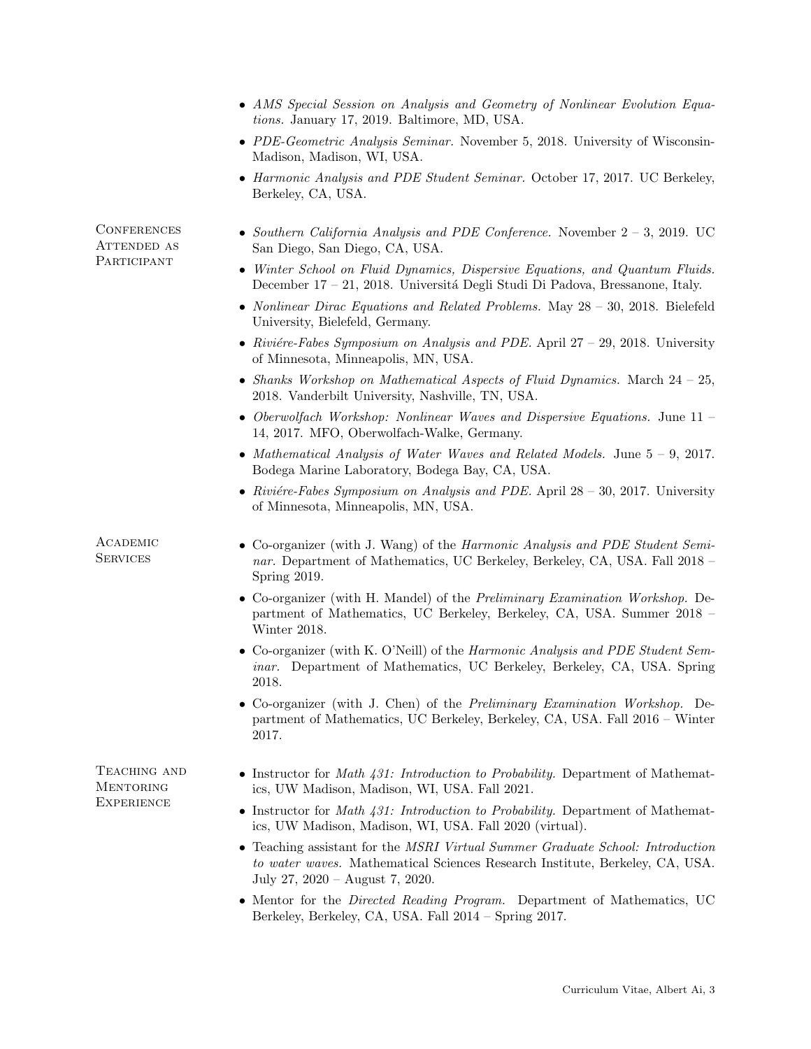- *AMS Special Session on Analysis and Geometry of Nonlinear Evolution Equations.* January 17, 2019. Baltimore, MD, USA.
- *PDE-Geometric Analysis Seminar.* November 5, 2018. University of Wisconsin-Madison, Madison, WI, USA.
- *Harmonic Analysis and PDE Student Seminar.* October 17, 2017. UC Berkeley, Berkeley, CA, USA.

## Conferences Attended as Participant

- *Southern California Analysis and PDE Conference.* November 2 – 3, 2019. UC San Diego, San Diego, CA, USA.
- *Winter School on Fluid Dynamics, Dispersive Equations, and Quantum Fluids.* December 17 – 21, 2018. Universitá Degli Studi Di Padova, Bressanone, Italy.
- *Nonlinear Dirac Equations and Related Problems.* May 28 – 30, 2018. Bielefeld University, Bielefeld, Germany.
- *Riviére-Fabes Symposium on Analysis and PDE.* April 27 – 29, 2018. University of Minnesota, Minneapolis, MN, USA.
- *Shanks Workshop on Mathematical Aspects of Fluid Dynamics.* March 24 – 25, 2018. Vanderbilt University, Nashville, TN, USA.
- *Oberwolfach Workshop: Nonlinear Waves and Dispersive Equations.* June 11 – 14, 2017. MFO, Oberwolfach-Walke, Germany.
- *Mathematical Analysis of Water Waves and Related Models.* June 5 – 9, 2017. Bodega Marine Laboratory, Bodega Bay, CA, USA.
- *Riviére-Fabes Symposium on Analysis and PDE.* April 28 – 30, 2017. University of Minnesota, Minneapolis, MN, USA.

## Academic Services

- Co-organizer (with J. Wang) of the *Harmonic Analysis and PDE Student Seminar.* Department of Mathematics, UC Berkeley, Berkeley, CA, USA. Fall 2018 – Spring 2019.
- Co-organizer (with H. Mandel) of the *Preliminary Examination Workshop.* Department of Mathematics, UC Berkeley, Berkeley, CA, USA. Summer 2018 – Winter 2018.
- Co-organizer (with K. O'Neill) of the *Harmonic Analysis and PDE Student Seminar.* Department of Mathematics, UC Berkeley, Berkeley, CA, USA. Spring 2018.
- Co-organizer (with J. Chen) of the *Preliminary Examination Workshop.* Department of Mathematics, UC Berkeley, Berkeley, CA, USA. Fall 2016 – Winter 2017.

## Teaching and Mentoring Experience

- Instructor for *Math 431: Introduction to Probability.* Department of Mathematics, UW Madison, Madison, WI, USA. Fall 2021.
- Instructor for *Math 431: Introduction to Probability.* Department of Mathematics, UW Madison, Madison, WI, USA. Fall 2020 (virtual).
- Teaching assistant for the *MSRI Virtual Summer Graduate School: Introduction to water waves.* Mathematical Sciences Research Institute, Berkeley, CA, USA. July 27, 2020 – August 7, 2020.
- Mentor for the *Directed Reading Program.* Department of Mathematics, UC Berkeley, Berkeley, CA, USA. Fall 2014 – Spring 2017.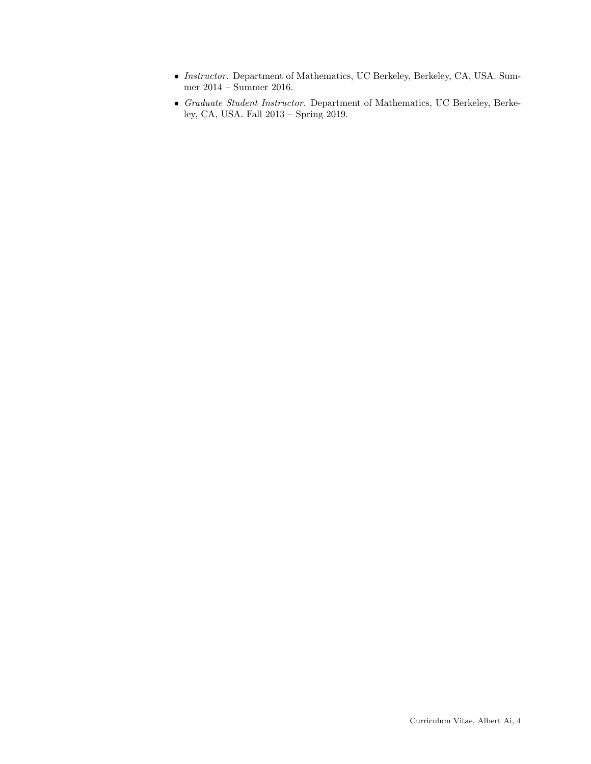- *Instructor.* Department of Mathematics, UC Berkeley, Berkeley, CA, USA. Summer 2014 – Summer 2016.
- *Graduate Student Instructor.* Department of Mathematics, UC Berkeley, Berkeley, CA, USA. Fall 2013 – Spring 2019.